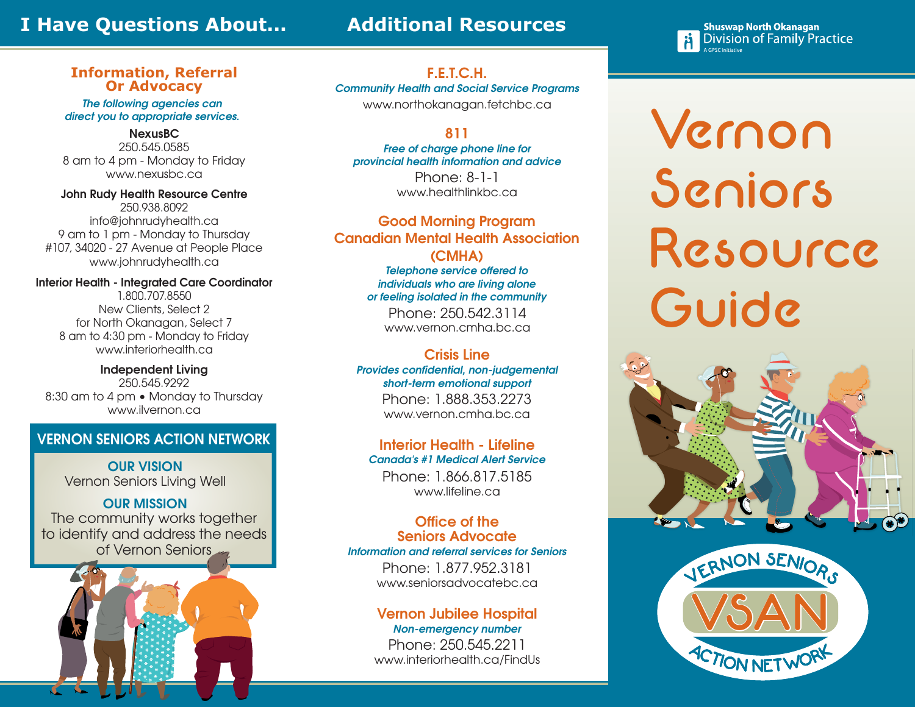# I Have Questions About...

## Information, Referral Or Advocacy

*The following agencies can direct you to appropriate services.*

**NexusBC**
250.545.0585
8 am to 4 pm - Monday to Friday
www.nexusbc.ca

**John Rudy Health Resource Centre**
250.938.8092
info@johnrudyhealth.ca
9 am to 1 pm - Monday to Thursday
#107, 34020 - 27 Avenue at People Place
www.johnrudyhealth.ca

**Interior Health - Integrated Care Coordinator**
1.800.707.8550
New Clients, Select 2
for North Okanagan, Select 7
8 am to 4:30 pm - Monday to Friday
www.interiorhealth.ca

**Independent Living**
250.545.9292
8:30 am to 4 pm • Monday to Thursday
www.ilvernon.ca

### VERNON SENIORS ACTION NETWORK

**OUR VISION**
Vernon Seniors Living Well

**OUR MISSION**
The community works together to identify and address the needs of Vernon Seniors

# Additional Resources

## F.E.T.C.H.

*Community Health and Social Service Programs*
www.northokanagan.fetchbc.ca

## 811

*Free of charge phone line for provincial health information and advice*
Phone: 8-1-1
www.healthlinkbc.ca

## Good Morning Program Canadian Mental Health Association (CMHA)

*Telephone service offered to individuals who are living alone or feeling isolated in the community*
Phone: 250.542.3114
www.vernon.cmha.bc.ca

## Crisis Line

*Provides confidential, non-judgemental short-term emotional support*
Phone: 1.888.353.2273
www.vernon.cmha.bc.ca

## Interior Health - Lifeline

*Canada's #1 Medical Alert Service*
Phone: 1.866.817.5185
www.lifeline.ca

## Office of the Seniors Advocate

*Information and referral services for Seniors*
Phone: 1.877.952.3181
www.seniorsadvocatebc.ca

## Vernon Jubilee Hospital

*Non-emergency number*
Phone: 250.545.2211
www.interiorhealth.ca/FindUs

Shuswap North Okanagan Division of Family Practice
A GPSC initiative

# Vernon Seniors Resource Guide

VERNON SENIORS VSAN ACTION NETWORK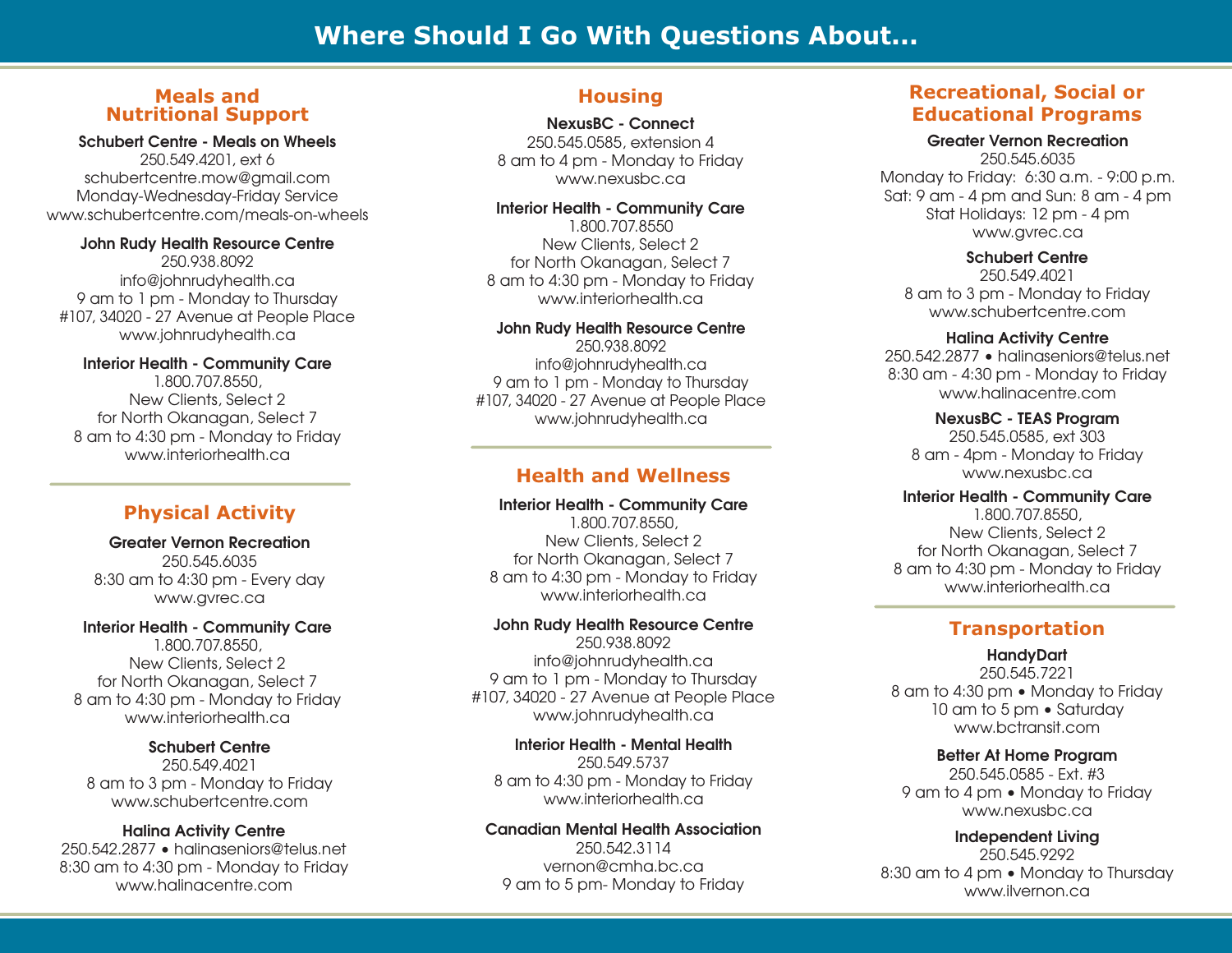# Where Should I Go With Questions About...

## Meals and Nutritional Support

**Schubert Centre - Meals on Wheels**
250.549.4201, ext 6
schubertcentre.mow@gmail.com
Monday-Wednesday-Friday Service
www.schubertcentre.com/meals-on-wheels

**John Rudy Health Resource Centre**
250.938.8092
info@johnrudyhealth.ca
9 am to 1 pm - Monday to Thursday
#107, 34020 - 27 Avenue at People Place
www.johnrudyhealth.ca

**Interior Health - Community Care**
1.800.707.8550,
New Clients, Select 2
for North Okanagan, Select 7
8 am to 4:30 pm - Monday to Friday
www.interiorhealth.ca

## Physical Activity

**Greater Vernon Recreation**
250.545.6035
8:30 am to 4:30 pm - Every day
www.gvrec.ca

**Interior Health - Community Care**
1.800.707.8550,
New Clients, Select 2
for North Okanagan, Select 7
8 am to 4:30 pm - Monday to Friday
www.interiorhealth.ca

**Schubert Centre**
250.549.4021
8 am to 3 pm - Monday to Friday
www.schubertcentre.com

**Halina Activity Centre**
250.542.2877 • halinaseniors@telus.net
8:30 am to 4:30 pm - Monday to Friday
www.halinacentre.com

## Housing

**NexusBC - Connect**
250.545.0585, extension 4
8 am to 4 pm - Monday to Friday
www.nexusbc.ca

**Interior Health - Community Care**
1.800.707.8550
New Clients, Select 2
for North Okanagan, Select 7
8 am to 4:30 pm - Monday to Friday
www.interiorhealth.ca

**John Rudy Health Resource Centre**
250.938.8092
info@johnrudyhealth.ca
9 am to 1 pm - Monday to Thursday
#107, 34020 - 27 Avenue at People Place
www.johnrudyhealth.ca

## Health and Wellness

**Interior Health - Community Care**
1.800.707.8550,
New Clients, Select 2
for North Okanagan, Select 7
8 am to 4:30 pm - Monday to Friday
www.interiorhealth.ca

**John Rudy Health Resource Centre**
250.938.8092
info@johnrudyhealth.ca
9 am to 1 pm - Monday to Thursday
#107, 34020 - 27 Avenue at People Place
www.johnrudyhealth.ca

**Interior Health - Mental Health**
250.549.5737
8 am to 4:30 pm - Monday to Friday
www.interiorhealth.ca

**Canadian Mental Health Association**
250.542.3114
vernon@cmha.bc.ca
9 am to 5 pm- Monday to Friday

## Recreational, Social or Educational Programs

**Greater Vernon Recreation**
250.545.6035
Monday to Friday: 6:30 a.m. - 9:00 p.m.
Sat: 9 am - 4 pm and Sun: 8 am - 4 pm
Stat Holidays: 12 pm - 4 pm
www.gvrec.ca

**Schubert Centre**
250.549.4021
8 am to 3 pm - Monday to Friday
www.schubertcentre.com

**Halina Activity Centre**
250.542.2877 • halinaseniors@telus.net
8:30 am - 4:30 pm - Monday to Friday
www.halinacentre.com

**NexusBC - TEAS Program**
250.545.0585, ext 303
8 am - 4pm - Monday to Friday
www.nexusbc.ca

**Interior Health - Community Care**
1.800.707.8550,
New Clients, Select 2
for North Okanagan, Select 7
8 am to 4:30 pm - Monday to Friday
www.interiorhealth.ca

## Transportation

**HandyDart**
250.545.7221
8 am to 4:30 pm • Monday to Friday
10 am to 5 pm • Saturday
www.bctransit.com

**Better At Home Program**
250.545.0585 - Ext. #3
9 am to 4 pm • Monday to Friday
www.nexusbc.ca

**Independent Living**
250.545.9292
8:30 am to 4 pm • Monday to Thursday
www.ilvernon.ca